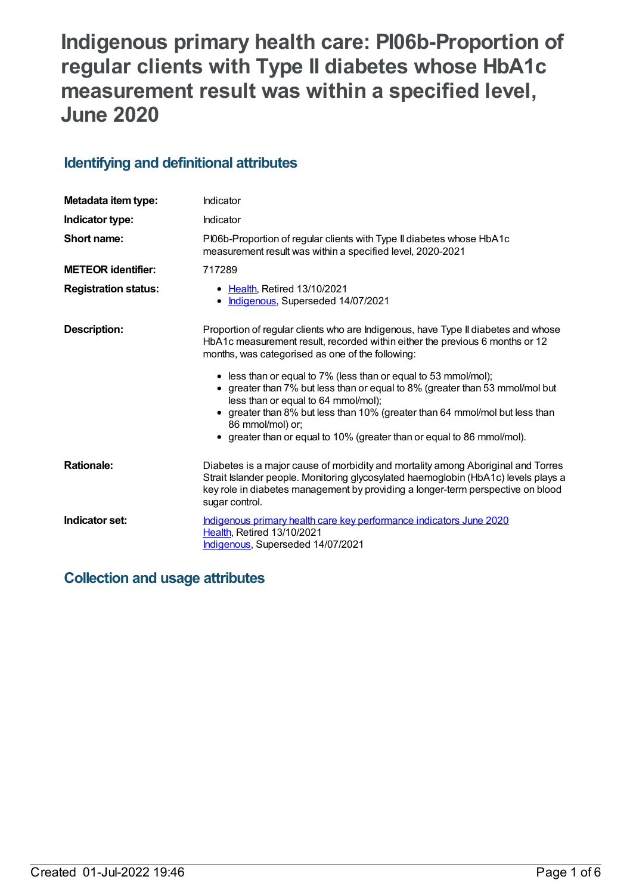# Indigenous primary health care: PI06b-Proportion of regular clients with Type II diabetes whose HbA1c measurement result was within a specified level, June 2020

## Identifying and definitional attributes

| | |
|---|---|
| **Metadata item type:** | Indicator |
| **Indicator type:** | Indicator |
| **Short name:** | PI06b-Proportion of regular clients with Type II diabetes whose HbA1c measurement result was within a specified level, 2020-2021 |
| **METEOR identifier:** | 717289 |
| **Registration status:** | • Health, Retired 13/10/2021<br>• Indigenous, Superseded 14/07/2021 |
| **Description:** | Proportion of regular clients who are Indigenous, have Type II diabetes and whose HbA1c measurement result, recorded within either the previous 6 months or 12 months, was categorised as one of the following:<br><br>• less than or equal to 7% (less than or equal to 53 mmol/mol);<br>• greater than 7% but less than or equal to 8% (greater than 53 mmol/mol but less than or equal to 64 mmol/mol);<br>• greater than 8% but less than 10% (greater than 64 mmol/mol but less than 86 mmol/mol) or;<br>• greater than or equal to 10% (greater than or equal to 86 mmol/mol). |
| **Rationale:** | Diabetes is a major cause of morbidity and mortality among Aboriginal and Torres Strait Islander people. Monitoring glycosylated haemoglobin (HbA1c) levels plays a key role in diabetes management by providing a longer-term perspective on blood sugar control. |
| **Indicator set:** | Indigenous primary health care key performance indicators June 2020<br>Health, Retired 13/10/2021<br>Indigenous, Superseded 14/07/2021 |

## Collection and usage attributes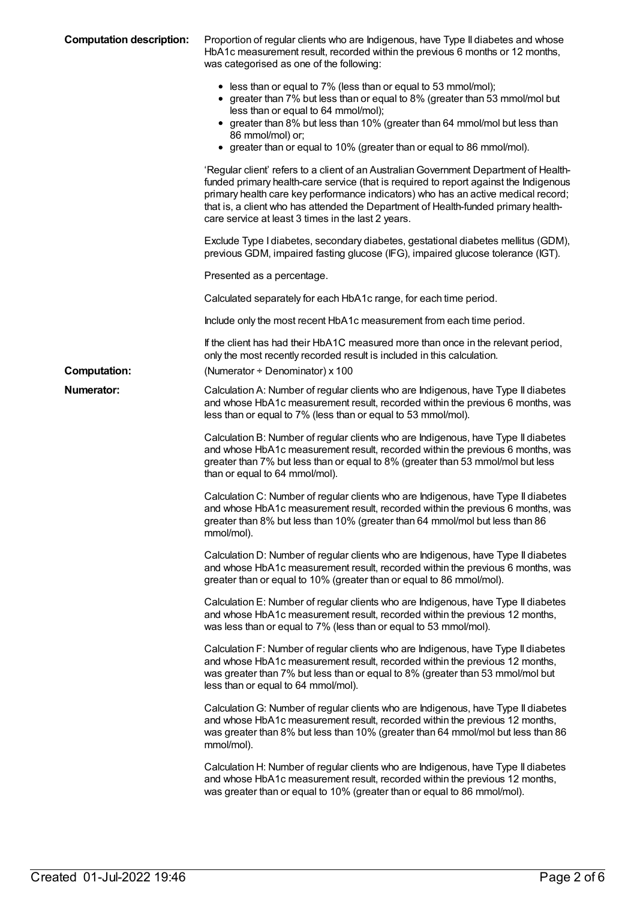**Computation description:** Proportion of regular clients who are Indigenous, have Type II diabetes and whose HbA1c measurement result, recorded within the previous 6 months or 12 months, was categorised as one of the following:

- less than or equal to 7% (less than or equal to 53 mmol/mol);
- greater than 7% but less than or equal to 8% (greater than 53 mmol/mol but less than or equal to 64 mmol/mol);
- greater than 8% but less than 10% (greater than 64 mmol/mol but less than 86 mmol/mol) or;
- greater than or equal to 10% (greater than or equal to 86 mmol/mol).

'Regular client' refers to a client of an Australian Government Department of Health-funded primary health-care service (that is required to report against the Indigenous primary health care key performance indicators) who has an active medical record; that is, a client who has attended the Department of Health-funded primary health-care service at least 3 times in the last 2 years.

Exclude Type I diabetes, secondary diabetes, gestational diabetes mellitus (GDM), previous GDM, impaired fasting glucose (IFG), impaired glucose tolerance (IGT).

Presented as a percentage.

Calculated separately for each HbA1c range, for each time period.

Include only the most recent HbA1c measurement from each time period.

If the client has had their HbA1C measured more than once in the relevant period, only the most recently recorded result is included in this calculation.

**Computation:** (Numerator ÷ Denominator) x 100

**Numerator:** Calculation A: Number of regular clients who are Indigenous, have Type II diabetes and whose HbA1c measurement result, recorded within the previous 6 months, was less than or equal to 7% (less than or equal to 53 mmol/mol).

Calculation B: Number of regular clients who are Indigenous, have Type II diabetes and whose HbA1c measurement result, recorded within the previous 6 months, was greater than 7% but less than or equal to 8% (greater than 53 mmol/mol but less than or equal to 64 mmol/mol).

Calculation C: Number of regular clients who are Indigenous, have Type II diabetes and whose HbA1c measurement result, recorded within the previous 6 months, was greater than 8% but less than 10% (greater than 64 mmol/mol but less than 86 mmol/mol).

Calculation D: Number of regular clients who are Indigenous, have Type II diabetes and whose HbA1c measurement result, recorded within the previous 6 months, was greater than or equal to 10% (greater than or equal to 86 mmol/mol).

Calculation E: Number of regular clients who are Indigenous, have Type II diabetes and whose HbA1c measurement result, recorded within the previous 12 months, was less than or equal to 7% (less than or equal to 53 mmol/mol).

Calculation F: Number of regular clients who are Indigenous, have Type II diabetes and whose HbA1c measurement result, recorded within the previous 12 months, was greater than 7% but less than or equal to 8% (greater than 53 mmol/mol but less than or equal to 64 mmol/mol).

Calculation G: Number of regular clients who are Indigenous, have Type II diabetes and whose HbA1c measurement result, recorded within the previous 12 months, was greater than 8% but less than 10% (greater than 64 mmol/mol but less than 86 mmol/mol).

Calculation H: Number of regular clients who are Indigenous, have Type II diabetes and whose HbA1c measurement result, recorded within the previous 12 months, was greater than or equal to 10% (greater than or equal to 86 mmol/mol).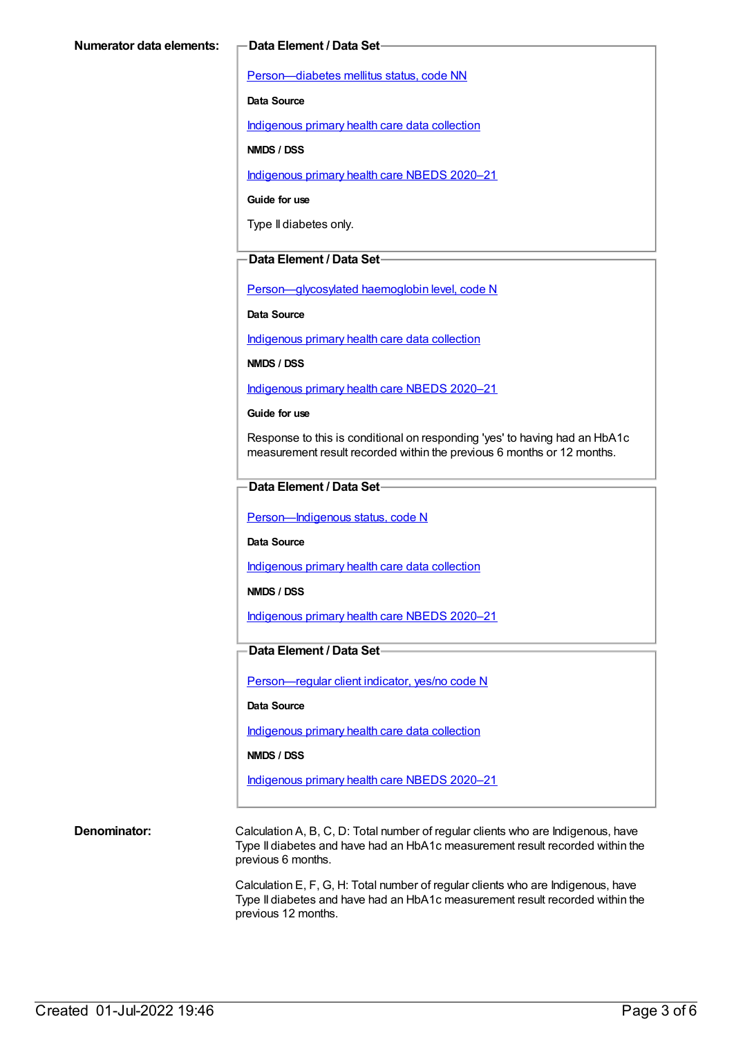**Numerator data elements:**

**Data Element / Data Set**

Person—diabetes mellitus status, code NN

**Data Source**

Indigenous primary health care data collection

**NMDS / DSS**

Indigenous primary health care NBEDS 2020–21

**Guide for use**

Type II diabetes only.

**Data Element / Data Set**

Person—glycosylated haemoglobin level, code N

**Data Source**

Indigenous primary health care data collection

**NMDS / DSS**

Indigenous primary health care NBEDS 2020–21

**Guide for use**

Response to this is conditional on responding 'yes' to having had an HbA1c measurement result recorded within the previous 6 months or 12 months.

**Data Element / Data Set**

Person—Indigenous status, code N

**Data Source**

Indigenous primary health care data collection

**NMDS / DSS**

Indigenous primary health care NBEDS 2020–21

**Data Element / Data Set**

Person—regular client indicator, yes/no code N

**Data Source**

Indigenous primary health care data collection

**NMDS / DSS**

Indigenous primary health care NBEDS 2020–21

**Denominator:**

Calculation A, B, C, D: Total number of regular clients who are Indigenous, have Type II diabetes and have had an HbA1c measurement result recorded within the previous 6 months.

Calculation E, F, G, H: Total number of regular clients who are Indigenous, have Type II diabetes and have had an HbA1c measurement result recorded within the previous 12 months.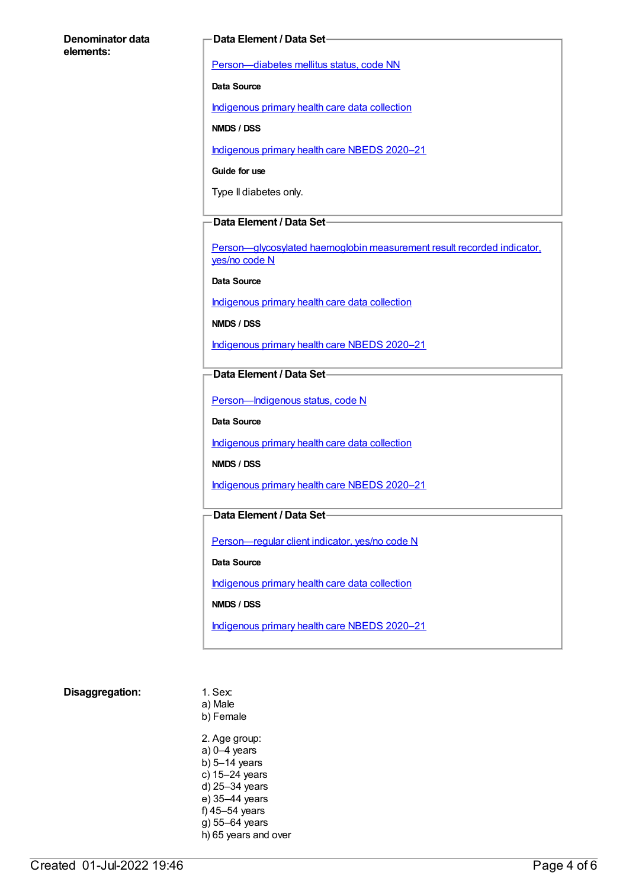**Denominator data elements:**

**Data Element / Data Set**

Person—diabetes mellitus status, code NN

**Data Source**

Indigenous primary health care data collection

**NMDS / DSS**

Indigenous primary health care NBEDS 2020–21

**Guide for use**

Type II diabetes only.

**Data Element / Data Set**

Person—glycosylated haemoglobin measurement result recorded indicator, yes/no code N

**Data Source**

Indigenous primary health care data collection

**NMDS / DSS**

Indigenous primary health care NBEDS 2020–21

**Data Element / Data Set**

Person—Indigenous status, code N

**Data Source**

Indigenous primary health care data collection

**NMDS / DSS**

Indigenous primary health care NBEDS 2020–21

**Data Element / Data Set**

Person—regular client indicator, yes/no code N

**Data Source**

Indigenous primary health care data collection

**NMDS / DSS**

Indigenous primary health care NBEDS 2020–21

**Disaggregation:**

1. Sex:
a) Male
b) Female

2. Age group:
a) 0–4 years
b) 5–14 years
c) 15–24 years
d) 25–34 years
e) 35–44 years
f) 45–54 years
g) 55–64 years
h) 65 years and over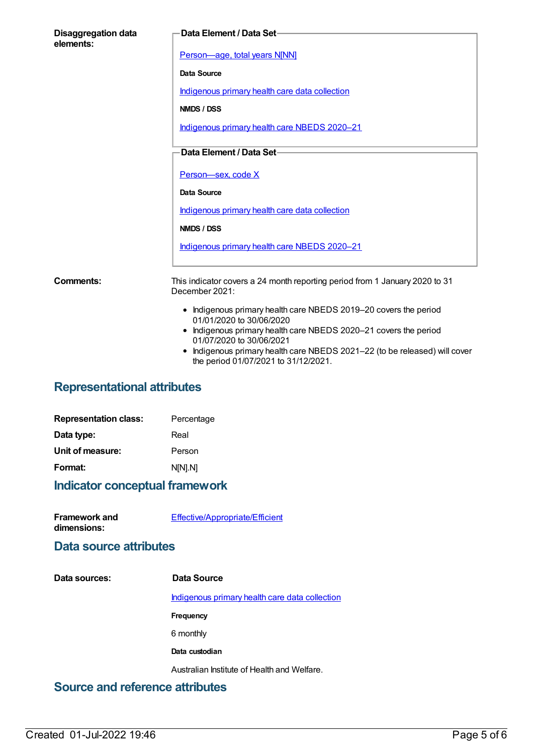**Disaggregation data elements:**

**Data Element / Data Set**

Person—age, total years N[NN]

**Data Source**

Indigenous primary health care data collection

**NMDS / DSS**

Indigenous primary health care NBEDS 2020–21

**Data Element / Data Set**

Person—sex, code X

**Data Source**

Indigenous primary health care data collection

**NMDS / DSS**

Indigenous primary health care NBEDS 2020–21

**Comments:**

This indicator covers a 24 month reporting period from 1 January 2020 to 31 December 2021:

- Indigenous primary health care NBEDS 2019–20 covers the period 01/01/2020 to 30/06/2020
- Indigenous primary health care NBEDS 2020–21 covers the period 01/07/2020 to 30/06/2021
- Indigenous primary health care NBEDS 2021–22 (to be released) will cover the period 01/07/2021 to 31/12/2021.

## Representational attributes

**Representation class:** Percentage

**Data type:** Real

**Unit of measure:** Person

**Format:** N[N].N]

## Indicator conceptual framework

**Framework and dimensions:** Effective/Appropriate/Efficient

## Data source attributes

**Data sources:**

**Data Source**

Indigenous primary health care data collection

**Frequency**

6 monthly

**Data custodian**

Australian Institute of Health and Welfare.

## Source and reference attributes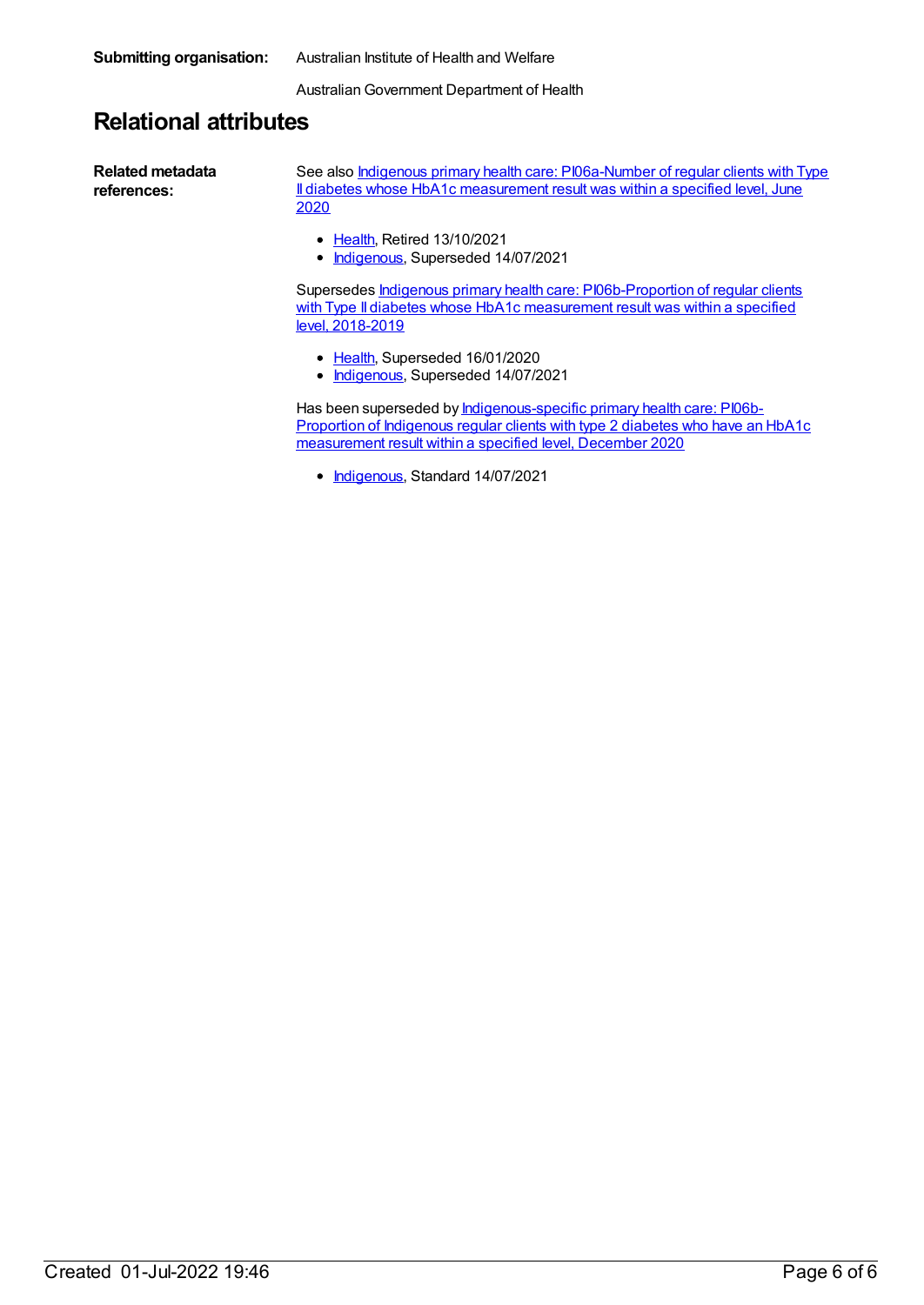**Submitting organisation:** Australian Institute of Health and Welfare

Australian Government Department of Health

## Relational attributes

**Related metadata references:**

See also Indigenous primary health care: PI06a-Number of regular clients with Type II diabetes whose HbA1c measurement result was within a specified level, June 2020

- Health, Retired 13/10/2021
- Indigenous, Superseded 14/07/2021

Supersedes Indigenous primary health care: PI06b-Proportion of regular clients with Type II diabetes whose HbA1c measurement result was within a specified level, 2018-2019

- Health, Superseded 16/01/2020
- Indigenous, Superseded 14/07/2021

Has been superseded by Indigenous-specific primary health care: PI06b-Proportion of Indigenous regular clients with type 2 diabetes who have an HbA1c measurement result within a specified level, December 2020

- Indigenous, Standard 14/07/2021